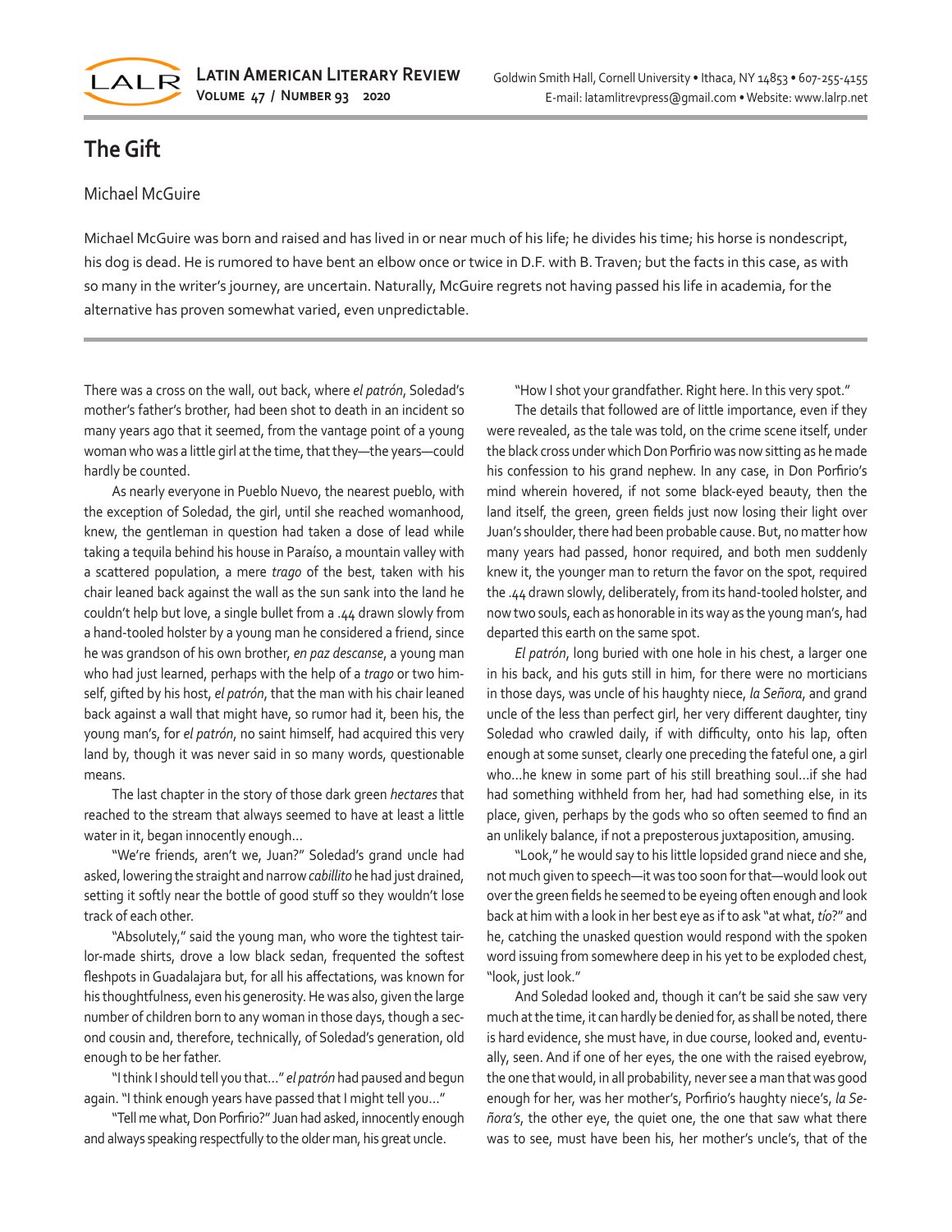# The Gift

Michael McGuire

Michael McGuire was born and raised and has lived in or near much of his life; he divides his time; his horse is nondescript, his dog is dead. He is rumored to have bent an elbow once or twice in D.F. with B. Traven; but the facts in this case, as with so many in the writer's journey, are uncertain. Naturally, McGuire regrets not having passed his life in academia, for the alternative has proven somewhat varied, even unpredictable.

---

There was a cross on the wall, out back, where *el patrón*, Soledad's mother's father's brother, had been shot to death in an incident so many years ago that it seemed, from the vantage point of a young woman who was a little girl at the time, that they—the years—could hardly be counted.

As nearly everyone in Pueblo Nuevo, the nearest pueblo, with the exception of Soledad, the girl, until she reached womanhood, knew, the gentleman in question had taken a dose of lead while taking a tequila behind his house in Paraíso, a mountain valley with a scattered population, a mere *trago* of the best, taken with his chair leaned back against the wall as the sun sank into the land he couldn't help but love, a single bullet from a .44 drawn slowly from a hand-tooled holster by a young man he considered a friend, since he was grandson of his own brother, *en paz descanse*, a young man who had just learned, perhaps with the help of a *trago* or two himself, gifted by his host, *el patrón*, that the man with his chair leaned back against a wall that might have, so rumor had it, been his, the young man's, for *el patrón*, no saint himself, had acquired this very land by, though it was never said in so many words, questionable means.

The last chapter in the story of those dark green *hectares* that reached to the stream that always seemed to have at least a little water in it, began innocently enough...

"We're friends, aren't we, Juan?" Soledad's grand uncle had asked, lowering the straight and narrow *caballito* he had just drained, setting it softly near the bottle of good stuff so they wouldn't lose track of each other.

"Absolutely," said the young man, who wore the tightest tailor-made shirts, drove a low black sedan, frequented the softest fleshpots in Guadalajara but, for all his affectations, was known for his thoughtfulness, even his generosity. He was also, given the large number of children born to any woman in those days, though a second cousin and, therefore, technically, of Soledad's generation, old enough to be her father.

"I think I should tell you that..." *el patrón* had paused and begun again. "I think enough years have passed that I might tell you..."

"Tell me what, Don Porfirio?" Juan had asked, innocently enough and always speaking respectfully to the older man, his great uncle.

"How I shot your grandfather. Right here. In this very spot."

The details that followed are of little importance, even if they were revealed, as the tale was told, on the crime scene itself, under the black cross under which Don Porfirio was now sitting as he made his confession to his grand nephew. In any case, in Don Porfirio's mind wherein hovered, if not some black-eyed beauty, then the land itself, the green, green fields just now losing their light over Juan's shoulder, there had been probable cause. But, no matter how many years had passed, honor required, and both men suddenly knew it, the younger man to return the favor on the spot, required the .44 drawn slowly, deliberately, from its hand-tooled holster, and now two souls, each as honorable in its way as the young man's, had departed this earth on the same spot.

*El patrón*, long buried with one hole in his chest, a larger one in his back, and his guts still in him, for there were no morticians in those days, was uncle of his haughty niece, *la Señora*, and grand uncle of the less than perfect girl, her very different daughter, tiny Soledad who crawled daily, if with difficulty, onto his lap, often enough at some sunset, clearly one preceding the fateful one, a girl who...he knew in some part of his still breathing soul...if she had had something withheld from her, had had something else, in its place, given, perhaps by the gods who so often seemed to find an an unlikely balance, if not a preposterous juxtaposition, amusing.

"Look," he would say to his little lopsided grand niece and she, not much given to speech—it was too soon for that—would look out over the green fields he seemed to be eyeing often enough and look back at him with a look in her best eye as if to ask "at what, *tío*?" and he, catching the unasked question would respond with the spoken word issuing from somewhere deep in his yet to be exploded chest, "look, just look."

And Soledad looked and, though it can't be said she saw very much at the time, it can hardly be denied for, as shall be noted, there is hard evidence, she must have, in due course, looked and, eventually, seen. And if one of her eyes, the one with the raised eyebrow, the one that would, in all probability, never see a man that was good enough for her, was her mother's, Porfirio's haughty niece's, *la Señora's*, the other eye, the quiet one, the one that saw what there was to see, must have been his, her mother's uncle's, that of the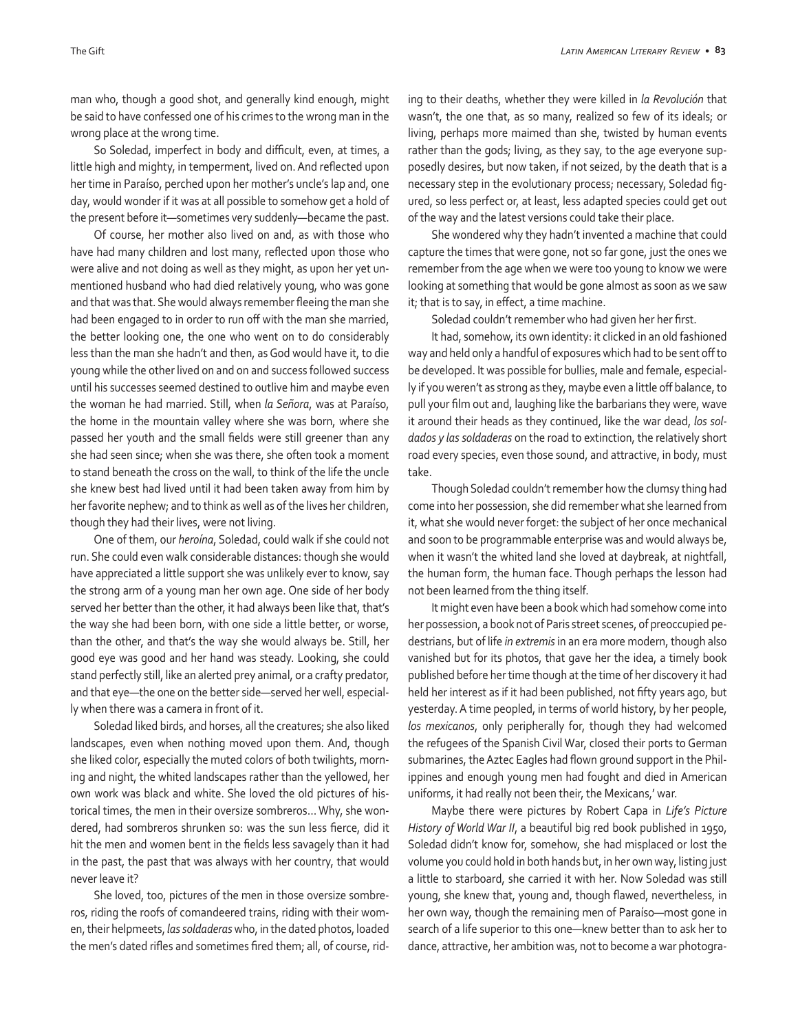man who, though a good shot, and generally kind enough, might be said to have confessed one of his crimes to the wrong man in the wrong place at the wrong time.

So Soledad, imperfect in body and difficult, even, at times, a little high and mighty, in temperment, lived on. And reflected upon her time in Paraíso, perched upon her mother's uncle's lap and, one day, would wonder if it was at all possible to somehow get a hold of the present before it—sometimes very suddenly—became the past.

Of course, her mother also lived on and, as with those who have had many children and lost many, reflected upon those who were alive and not doing as well as they might, as upon her yet unmentioned husband who had died relatively young, who was gone and that was that. She would always remember fleeing the man she had been engaged to in order to run off with the man she married, the better looking one, the one who went on to do considerably less than the man she hadn't and then, as God would have it, to die young while the other lived on and on and success followed success until his successes seemed destined to outlive him and maybe even the woman he had married. Still, when *la Señora*, was at Paraíso, the home in the mountain valley where she was born, where she passed her youth and the small fields were still greener than any she had seen since; when she was there, she often took a moment to stand beneath the cross on the wall, to think of the life the uncle she knew best had lived until it had been taken away from him by her favorite nephew; and to think as well as of the lives her children, though they had their lives, were not living.

One of them, our *heroína*, Soledad, could walk if she could not run. She could even walk considerable distances: though she would have appreciated a little support she was unlikely ever to know, say the strong arm of a young man her own age. One side of her body served her better than the other, it had always been like that, that's the way she had been born, with one side a little better, or worse, than the other, and that's the way she would always be. Still, her good eye was good and her hand was steady. Looking, she could stand perfectly still, like an alerted prey animal, or a crafty predator, and that eye—the one on the better side—served her well, especially when there was a camera in front of it.

Soledad liked birds, and horses, all the creatures; she also liked landscapes, even when nothing moved upon them. And, though she liked color, especially the muted colors of both twilights, morning and night, the whited landscapes rather than the yellowed, her own work was black and white. She loved the old pictures of historical times, the men in their oversize sombreros… Why, she wondered, had sombreros shrunken so: was the sun less fierce, did it hit the men and women bent in the fields less savagely than it had in the past, the past that was always with her country, that would never leave it?

She loved, too, pictures of the men in those oversize sombreros, riding the roofs of comandeered trains, riding with their women, their helpmeets, *las soldaderas* who, in the dated photos, loaded the men's dated rifles and sometimes fired them; all, of course, riding to their deaths, whether they were killed in *la Revolución* that wasn't, the one that, as so many, realized so few of its ideals; or living, perhaps more maimed than she, twisted by human events rather than the gods; living, as they say, to the age everyone supposedly desires, but now taken, if not seized, by the death that is a necessary step in the evolutionary process; necessary, Soledad figured, so less perfect or, at least, less adapted species could get out of the way and the latest versions could take their place.

She wondered why they hadn't invented a machine that could capture the times that were gone, not so far gone, just the ones we remember from the age when we were too young to know we were looking at something that would be gone almost as soon as we saw it; that is to say, in effect, a time machine.

Soledad couldn't remember who had given her her first.

It had, somehow, its own identity: it clicked in an old fashioned way and held only a handful of exposures which had to be sent off to be developed. It was possible for bullies, male and female, especially if you weren't as strong as they, maybe even a little off balance, to pull your film out and, laughing like the barbarians they were, wave it around their heads as they continued, like the war dead, *los soldados y las soldaderas* on the road to extinction, the relatively short road every species, even those sound, and attractive, in body, must take.

Though Soledad couldn't remember how the clumsy thing had come into her possession, she did remember what she learned from it, what she would never forget: the subject of her once mechanical and soon to be programmable enterprise was and would always be, when it wasn't the whited land she loved at daybreak, at nightfall, the human form, the human face. Though perhaps the lesson had not been learned from the thing itself.

It might even have been a book which had somehow come into her possession, a book not of Paris street scenes, of preoccupied pedestrians, but of life *in extremis* in an era more modern, though also vanished but for its photos, that gave her the idea, a timely book published before her time though at the time of her discovery it had held her interest as if it had been published, not fifty years ago, but yesterday. A time peopled, in terms of world history, by her people, *los mexicanos*, only peripherally for, though they had welcomed the refugees of the Spanish Civil War, closed their ports to German submarines, the Aztec Eagles had flown ground support in the Philippines and enough young men had fought and died in American uniforms, it had really not been their, the Mexicans,' war.

Maybe there were pictures by Robert Capa in *Life's Picture History of World War II*, a beautiful big red book published in 1950, Soledad didn't know for, somehow, she had misplaced or lost the volume you could hold in both hands but, in her own way, listing just a little to starboard, she carried it with her. Now Soledad was still young, she knew that, young and, though flawed, nevertheless, in her own way, though the remaining men of Paraíso—most gone in search of a life superior to this one—knew better than to ask her to dance, attractive, her ambition was, not to become a war photogra-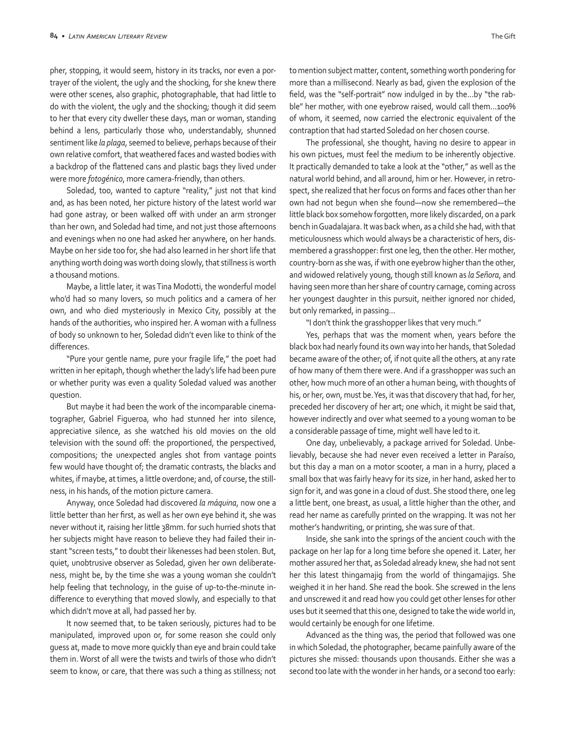pher, stopping, it would seem, history in its tracks, nor even a portrayer of the violent, the ugly and the shocking, for she knew there were other scenes, also graphic, photographable, that had little to do with the violent, the ugly and the shocking; though it did seem to her that every city dweller these days, man or woman, standing behind a lens, particularly those who, understandably, shunned sentiment like *la plaga*, seemed to believe, perhaps because of their own relative comfort, that weathered faces and wasted bodies with a backdrop of the flattened cans and plastic bags they lived under were more *fotogénico*, more camera-friendly, than others.

Soledad, too, wanted to capture "reality," just not that kind and, as has been noted, her picture history of the latest world war had gone astray, or been walked off with under an arm stronger than her own, and Soledad had time, and not just those afternoons and evenings when no one had asked her anywhere, on her hands. Maybe on her side too for, she had also learned in her short life that anything worth doing was worth doing slowly, that stillness is worth a thousand motions.

Maybe, a little later, it was Tina Modotti, the wonderful model who'd had so many lovers, so much politics and a camera of her own, and who died mysteriously in Mexico City, possibly at the hands of the authorities, who inspired her. A woman with a fullness of body so unknown to her, Soledad didn't even like to think of the differences.

"Pure your gentle name, pure your fragile life," the poet had written in her epitaph, though whether the lady's life had been pure or whether purity was even a quality Soledad valued was another question.

But maybe it had been the work of the incomparable cinematographer, Gabriel Figueroa, who had stunned her into silence, appreciative silence, as she watched his old movies on the old television with the sound off: the proportioned, the perspectived, compositions; the unexpected angles shot from vantage points few would have thought of; the dramatic contrasts, the blacks and whites, if maybe, at times, a little overdone; and, of course, the stillness, in his hands, of the motion picture camera.

Anyway, once Soledad had discovered *la máquina*, now one a little better than her first, as well as her own eye behind it, she was never without it, raising her little 38mm. for such hurried shots that her subjects might have reason to believe they had failed their instant "screen tests," to doubt their likenesses had been stolen. But, quiet, unobtrusive observer as Soledad, given her own deliberateness, might be, by the time she was a young woman she couldn't help feeling that technology, in the guise of up-to-the-minute indifference to everything that moved slowly, and especially to that which didn't move at all, had passed her by.

It now seemed that, to be taken seriously, pictures had to be manipulated, improved upon or, for some reason she could only guess at, made to move more quickly than eye and brain could take them in. Worst of all were the twists and twirls of those who didn't seem to know, or care, that there was such a thing as stillness; not to mention subject matter, content, something worth pondering for more than a millisecond. Nearly as bad, given the explosion of the field, was the "self-portrait" now indulged in by the…by "the rabble" her mother, with one eyebrow raised, would call them…100% of whom, it seemed, now carried the electronic equivalent of the contraption that had started Soledad on her chosen course.

The professional, she thought, having no desire to appear in his own pictues, must feel the medium to be inherently objective. It practically demanded to take a look at the "other," as well as the natural world behind, and all around, him or her. However, in retrospect, she realized that her focus on forms and faces other than her own had not begun when she found—now she remembered—the little black box somehow forgotten, more likely discarded, on a park bench in Guadalajara. It was back when, as a child she had, with that meticulousness which would always be a characteristic of hers, dismembered a grasshopper: first one leg, then the other. Her mother, country-born as she was, if with one eyebrow higher than the other, and widowed relatively young, though still known as *la Señora*, and having seen more than her share of country carnage, coming across her youngest daughter in this pursuit, neither ignored nor chided, but only remarked, in passing…

"I don't think the grasshopper likes that very much."

Yes, perhaps that was the moment when, years before the black box had nearly found its own way into her hands, that Soledad became aware of the other; of, if not quite all the others, at any rate of how many of them there were. And if a grasshopper was such an other, how much more of an other a human being, with thoughts of his, or her, own, must be. Yes, it was that discovery that had, for her, preceded her discovery of her art; one which, it might be said that, however indirectly and over what seemed to a young woman to be a considerable passage of time, might well have led to it.

One day, unbelievably, a package arrived for Soledad. Unbelievably, because she had never even received a letter in Paraíso, but this day a man on a motor scooter, a man in a hurry, placed a small box that was fairly heavy for its size, in her hand, asked her to sign for it, and was gone in a cloud of dust. She stood there, one leg a little bent, one breast, as usual, a little higher than the other, and read her name as carefully printed on the wrapping. It was not her mother's handwriting, or printing, she was sure of that.

Inside, she sank into the springs of the ancient couch with the package on her lap for a long time before she opened it. Later, her mother assured her that, as Soledad already knew, she had not sent her this latest thingamajig from the world of thingamajigs. She weighed it in her hand. She read the book. She screwed in the lens and unscrewed it and read how you could get other lenses for other uses but it seemed that this one, designed to take the wide world in, would certainly be enough for one lifetime.

Advanced as the thing was, the period that followed was one in which Soledad, the photographer, became painfully aware of the pictures she missed: thousands upon thousands. Either she was a second too late with the wonder in her hands, or a second too early: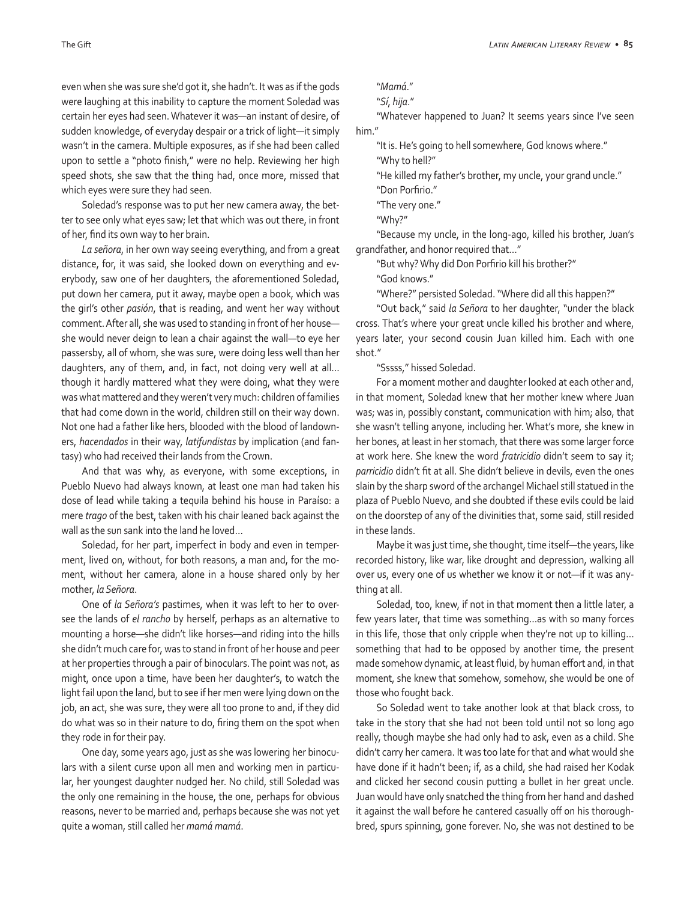even when she was sure she'd got it, she hadn't. It was as if the gods were laughing at this inability to capture the moment Soledad was certain her eyes had seen. Whatever it was—an instant of desire, of sudden knowledge, of everyday despair or a trick of light—it simply wasn't in the camera. Multiple exposures, as if she had been called upon to settle a "photo finish," were no help. Reviewing her high speed shots, she saw that the thing had, once more, missed that which eyes were sure they had seen.

Soledad's response was to put her new camera away, the better to see only what eyes saw; let that which was out there, in front of her, find its own way to her brain.

*La señora*, in her own way seeing everything, and from a great distance, for, it was said, she looked down on everything and everybody, saw one of her daughters, the aforementioned Soledad, put down her camera, put it away, maybe open a book, which was the girl's other *pasión*, that is reading, and went her way without comment. After all, she was used to standing in front of her house—she would never deign to lean a chair against the wall—to eye her passersby, all of whom, she was sure, were doing less well than her daughters, any of them, and, in fact, not doing very well at all… though it hardly mattered what they were doing, what they were was what mattered and they weren't very much: children of families that had come down in the world, children still on their way down. Not one had a father like hers, blooded with the blood of landowners, *hacendados* in their way, *latifundistas* by implication (and fantasy) who had received their lands from the Crown.

And that was why, as everyone, with some exceptions, in Pueblo Nuevo had always known, at least one man had taken his dose of lead while taking a tequila behind his house in Paraíso: a mere *trago* of the best, taken with his chair leaned back against the wall as the sun sank into the land he loved…

Soledad, for her part, imperfect in body and even in temperment, lived on, without, for both reasons, a man and, for the moment, without her camera, alone in a house shared only by her mother, *la Señora*.

One of *la Señora's* pastimes, when it was left to her to oversee the lands of *el rancho* by herself, perhaps as an alternative to mounting a horse—she didn't like horses—and riding into the hills she didn't much care for, was to stand in front of her house and peer at her properties through a pair of binoculars. The point was not, as might, once upon a time, have been her daughter's, to watch the light fail upon the land, but to see if her men were lying down on the job, an act, she was sure, they were all too prone to and, if they did do what was so in their nature to do, firing them on the spot when they rode in for their pay.

One day, some years ago, just as she was lowering her binoculars with a silent curse upon all men and working men in particular, her youngest daughter nudged her. No child, still Soledad was the only one remaining in the house, the one, perhaps for obvious reasons, never to be married and, perhaps because she was not yet quite a woman, still called her *mamá mamá*.

"*Mamá*."

"*Sí, hija*."

"Whatever happened to Juan? It seems years since I've seen him."

"It is. He's going to hell somewhere, God knows where."

"Why to hell?"

"He killed my father's brother, my uncle, your grand uncle."

"Don Porfirio."

"The very one."

"Why?"

"Because my uncle, in the long-ago, killed his brother, Juan's grandfather, and honor required that…"

"But why? Why did Don Porfirio kill his brother?"

"God knows."

"Where?" persisted Soledad. "Where did all this happen?"

"Out back," said *la Señora* to her daughter, "under the black cross. That's where your great uncle killed his brother and where, years later, your second cousin Juan killed him. Each with one shot."

"Sssss," hissed Soledad.

For a moment mother and daughter looked at each other and, in that moment, Soledad knew that her mother knew where Juan was; was in, possibly constant, communication with him; also, that she wasn't telling anyone, including her. What's more, she knew in her bones, at least in her stomach, that there was some larger force at work here. She knew the word *fratricidio* didn't seem to say it; *parricidio* didn't fit at all. She didn't believe in devils, even the ones slain by the sharp sword of the archangel Michael still statued in the plaza of Pueblo Nuevo, and she doubted if these evils could be laid on the doorstep of any of the divinities that, some said, still resided in these lands.

Maybe it was just time, she thought, time itself—the years, like recorded history, like war, like drought and depression, walking all over us, every one of us whether we know it or not—if it was anything at all.

Soledad, too, knew, if not in that moment then a little later, a few years later, that time was something…as with so many forces in this life, those that only cripple when they're not up to killing… something that had to be opposed by another time, the present made somehow dynamic, at least fluid, by human effort and, in that moment, she knew that somehow, somehow, she would be one of those who fought back.

So Soledad went to take another look at that black cross, to take in the story that she had not been told until not so long ago really, though maybe she had only had to ask, even as a child. She didn't carry her camera. It was too late for that and what would she have done if it hadn't been; if, as a child, she had raised her Kodak and clicked her second cousin putting a bullet in her great uncle. Juan would have only snatched the thing from her hand and dashed it against the wall before he cantered casually off on his thoroughbred, spurs spinning, gone forever. No, she was not destined to be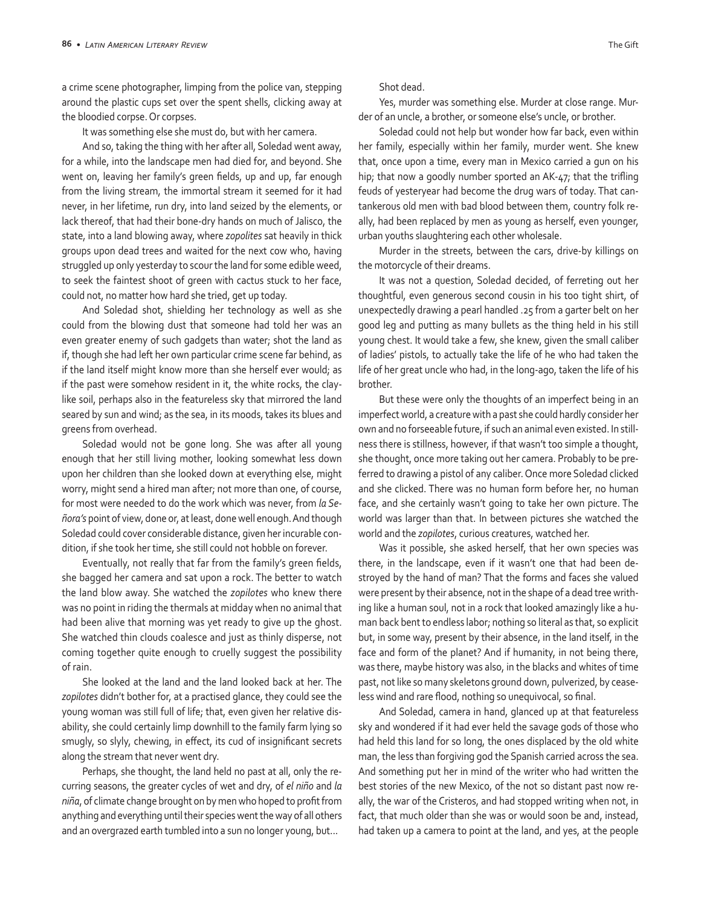a crime scene photographer, limping from the police van, stepping around the plastic cups set over the spent shells, clicking away at the bloodied corpse. Or corpses.

It was something else she must do, but with her camera.

And so, taking the thing with her after all, Soledad went away, for a while, into the landscape men had died for, and beyond. She went on, leaving her family's green fields, up and up, far enough from the living stream, the immortal stream it seemed for it had never, in her lifetime, run dry, into land seized by the elements, or lack thereof, that had their bone-dry hands on much of Jalisco, the state, into a land blowing away, where *zopolites* sat heavily in thick groups upon dead trees and waited for the next cow who, having struggled up only yesterday to scour the land for some edible weed, to seek the faintest shoot of green with cactus stuck to her face, could not, no matter how hard she tried, get up today.

And Soledad shot, shielding her technology as well as she could from the blowing dust that someone had told her was an even greater enemy of such gadgets than water; shot the land as if, though she had left her own particular crime scene far behind, as if the land itself might know more than she herself ever would; as if the past were somehow resident in it, the white rocks, the clay-like soil, perhaps also in the featureless sky that mirrored the land seared by sun and wind; as the sea, in its moods, takes its blues and greens from overhead.

Soledad would not be gone long. She was after all young enough that her still living mother, looking somewhat less down upon her children than she looked down at everything else, might worry, might send a hired man after; not more than one, of course, for most were needed to do the work which was never, from *la Señora's* point of view, done or, at least, done well enough. And though Soledad could cover considerable distance, given her incurable condition, if she took her time, she still could not hobble on forever.

Eventually, not really that far from the family's green fields, she bagged her camera and sat upon a rock. The better to watch the land blow away. She watched the *zopilotes* who knew there was no point in riding the thermals at midday when no animal that had been alive that morning was yet ready to give up the ghost. She watched thin clouds coalesce and just as thinly disperse, not coming together quite enough to cruelly suggest the possibility of rain.

She looked at the land and the land looked back at her. The *zopilotes* didn't bother for, at a practised glance, they could see the young woman was still full of life; that, even given her relative disability, she could certainly limp downhill to the family farm lying so smugly, so slyly, chewing, in effect, its cud of insignificant secrets along the stream that never went dry.

Perhaps, she thought, the land held no past at all, only the recurring seasons, the greater cycles of wet and dry, of *el niño* and *la niña*, of climate change brought on by men who hoped to profit from anything and everything until their species went the way of all others and an overgrazed earth tumbled into a sun no longer young, but…

Shot dead.

Yes, murder was something else. Murder at close range. Murder of an uncle, a brother, or someone else's uncle, or brother.

Soledad could not help but wonder how far back, even within her family, especially within her family, murder went. She knew that, once upon a time, every man in Mexico carried a gun on his hip; that now a goodly number sported an AK-47; that the trifling feuds of yesteryear had become the drug wars of today. That cantankerous old men with bad blood between them, country folk really, had been replaced by men as young as herself, even younger, urban youths slaughtering each other wholesale.

Murder in the streets, between the cars, drive-by killings on the motorcycle of their dreams.

It was not a question, Soledad decided, of ferreting out her thoughtful, even generous second cousin in his too tight shirt, of unexpectedly drawing a pearl handled .25 from a garter belt on her good leg and putting as many bullets as the thing held in his still young chest. It would take a few, she knew, given the small caliber of ladies' pistols, to actually take the life of he who had taken the life of her great uncle who had, in the long-ago, taken the life of his brother.

But these were only the thoughts of an imperfect being in an imperfect world, a creature with a past she could hardly consider her own and no forseeable future, if such an animal even existed. In stillness there is stillness, however, if that wasn't too simple a thought, she thought, once more taking out her camera. Probably to be preferred to drawing a pistol of any caliber. Once more Soledad clicked and she clicked. There was no human form before her, no human face, and she certainly wasn't going to take her own picture. The world was larger than that. In between pictures she watched the world and the *zopilotes*, curious creatures, watched her.

Was it possible, she asked herself, that her own species was there, in the landscape, even if it wasn't one that had been destroyed by the hand of man? That the forms and faces she valued were present by their absence, not in the shape of a dead tree writhing like a human soul, not in a rock that looked amazingly like a human back bent to endless labor; nothing so literal as that, so explicit but, in some way, present by their absence, in the land itself, in the face and form of the planet? And if humanity, in not being there, was there, maybe history was also, in the blacks and whites of time past, not like so many skeletons ground down, pulverized, by ceaseless wind and rare flood, nothing so unequivocal, so final.

And Soledad, camera in hand, glanced up at that featureless sky and wondered if it had ever held the savage gods of those who had held this land for so long, the ones displaced by the old white man, the less than forgiving god the Spanish carried across the sea. And something put her in mind of the writer who had written the best stories of the new Mexico, of the not so distant past now really, the war of the Cristeros, and had stopped writing when not, in fact, that much older than she was or would soon be and, instead, had taken up a camera to point at the land, and yes, at the people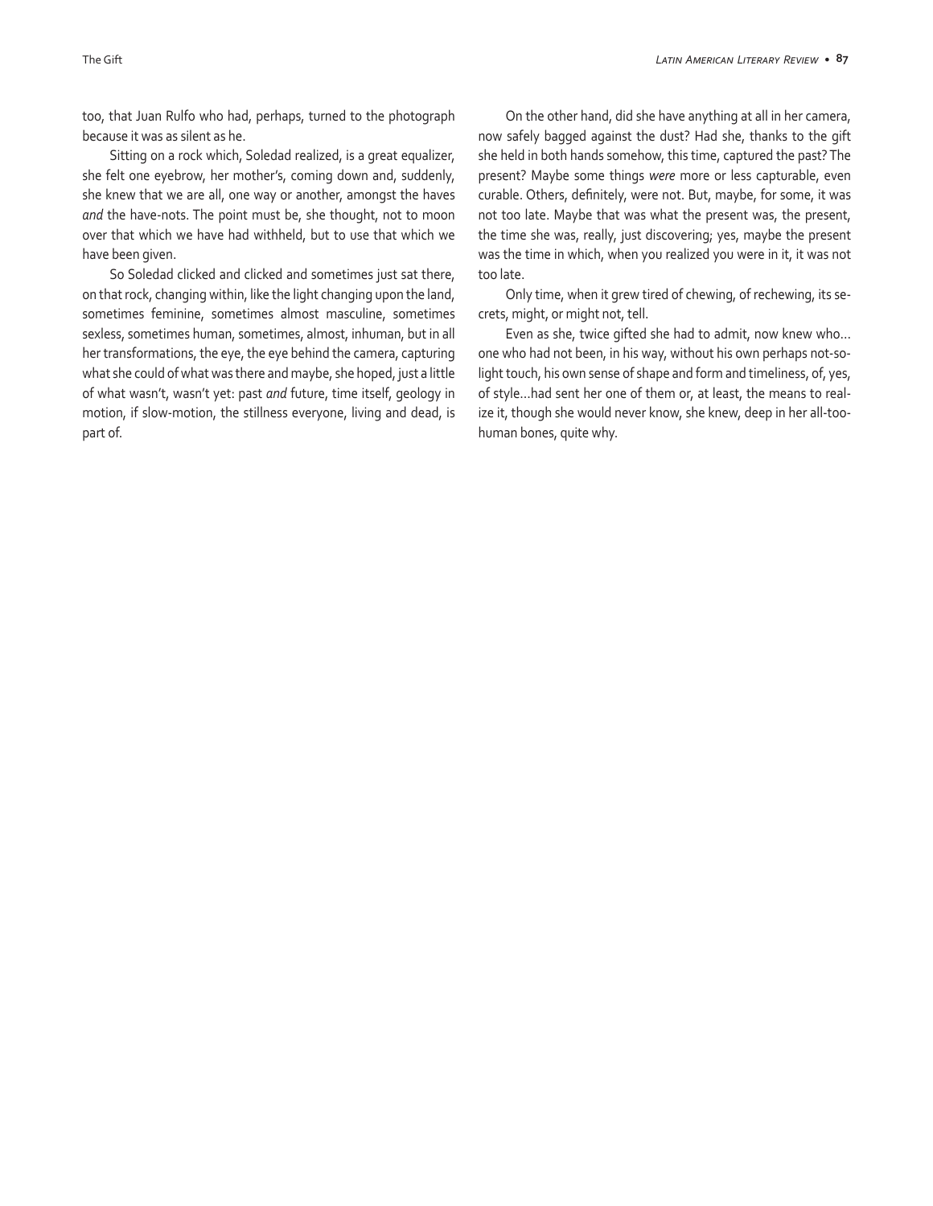too, that Juan Rulfo who had, perhaps, turned to the photograph because it was as silent as he.

Sitting on a rock which, Soledad realized, is a great equalizer, she felt one eyebrow, her mother's, coming down and, suddenly, she knew that we are all, one way or another, amongst the haves *and* the have-nots. The point must be, she thought, not to moon over that which we have had withheld, but to use that which we have been given.

So Soledad clicked and clicked and sometimes just sat there, on that rock, changing within, like the light changing upon the land, sometimes feminine, sometimes almost masculine, sometimes sexless, sometimes human, sometimes, almost, inhuman, but in all her transformations, the eye, the eye behind the camera, capturing what she could of what was there and maybe, she hoped, just a little of what wasn't, wasn't yet: past *and* future, time itself, geology in motion, if slow-motion, the stillness everyone, living and dead, is part of.

On the other hand, did she have anything at all in her camera, now safely bagged against the dust? Had she, thanks to the gift she held in both hands somehow, this time, captured the past? The present? Maybe some things *were* more or less capturable, even curable. Others, definitely, were not. But, maybe, for some, it was not too late. Maybe that was what the present was, the present, the time she was, really, just discovering; yes, maybe the present was the time in which, when you realized you were in it, it was not too late.

Only time, when it grew tired of chewing, of rechewing, its secrets, might, or might not, tell.

Even as she, twice gifted she had to admit, now knew who… one who had not been, in his way, without his own perhaps not-so-light touch, his own sense of shape and form and timeliness, of, yes, of style…had sent her one of them or, at least, the means to realize it, though she would never know, she knew, deep in her all-too-human bones, quite why.